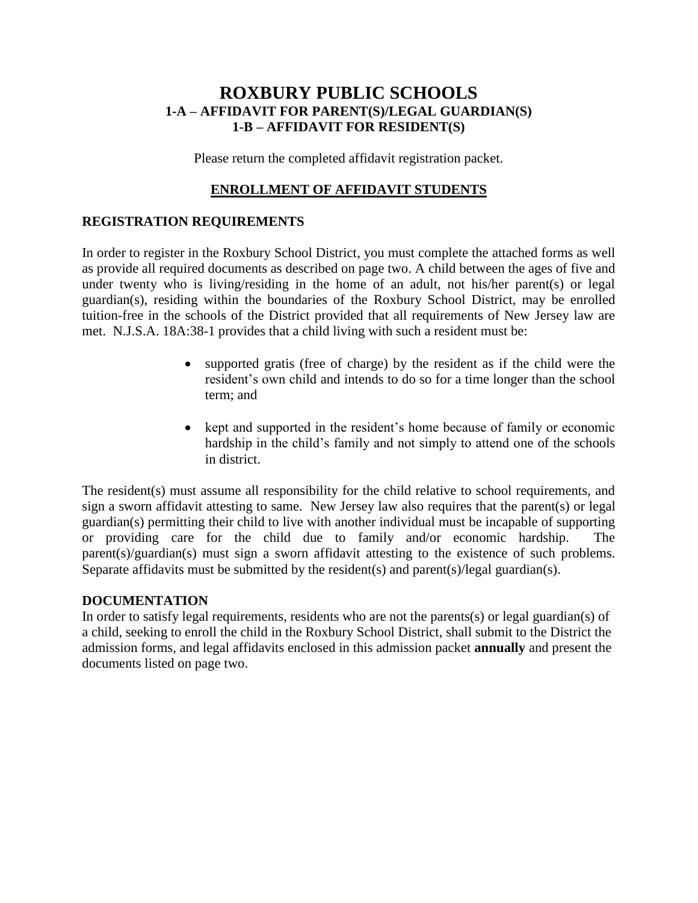# ROXBURY PUBLIC SCHOOLS

## 1-A – AFFIDAVIT FOR PARENT(S)/LEGAL GUARDIAN(S)

## 1-B – AFFIDAVIT FOR RESIDENT(S)

Please return the completed affidavit registration packet.

## ENROLLMENT OF AFFIDAVIT STUDENTS

### REGISTRATION REQUIREMENTS

In order to register in the Roxbury School District, you must complete the attached forms as well as provide all required documents as described on page two. A child between the ages of five and under twenty who is living/residing in the home of an adult, not his/her parent(s) or legal guardian(s), residing within the boundaries of the Roxbury School District, may be enrolled tuition-free in the schools of the District provided that all requirements of New Jersey law are met. N.J.S.A. 18A:38-1 provides that a child living with such a resident must be:

- supported gratis (free of charge) by the resident as if the child were the resident's own child and intends to do so for a time longer than the school term; and
- kept and supported in the resident's home because of family or economic hardship in the child's family and not simply to attend one of the schools in district.

The resident(s) must assume all responsibility for the child relative to school requirements, and sign a sworn affidavit attesting to same. New Jersey law also requires that the parent(s) or legal guardian(s) permitting their child to live with another individual must be incapable of supporting or providing care for the child due to family and/or economic hardship. The parent(s)/guardian(s) must sign a sworn affidavit attesting to the existence of such problems. Separate affidavits must be submitted by the resident(s) and parent(s)/legal guardian(s).

### DOCUMENTATION

In order to satisfy legal requirements, residents who are not the parents(s) or legal guardian(s) of a child, seeking to enroll the child in the Roxbury School District, shall submit to the District the admission forms, and legal affidavits enclosed in this admission packet **annually** and present the documents listed on page two.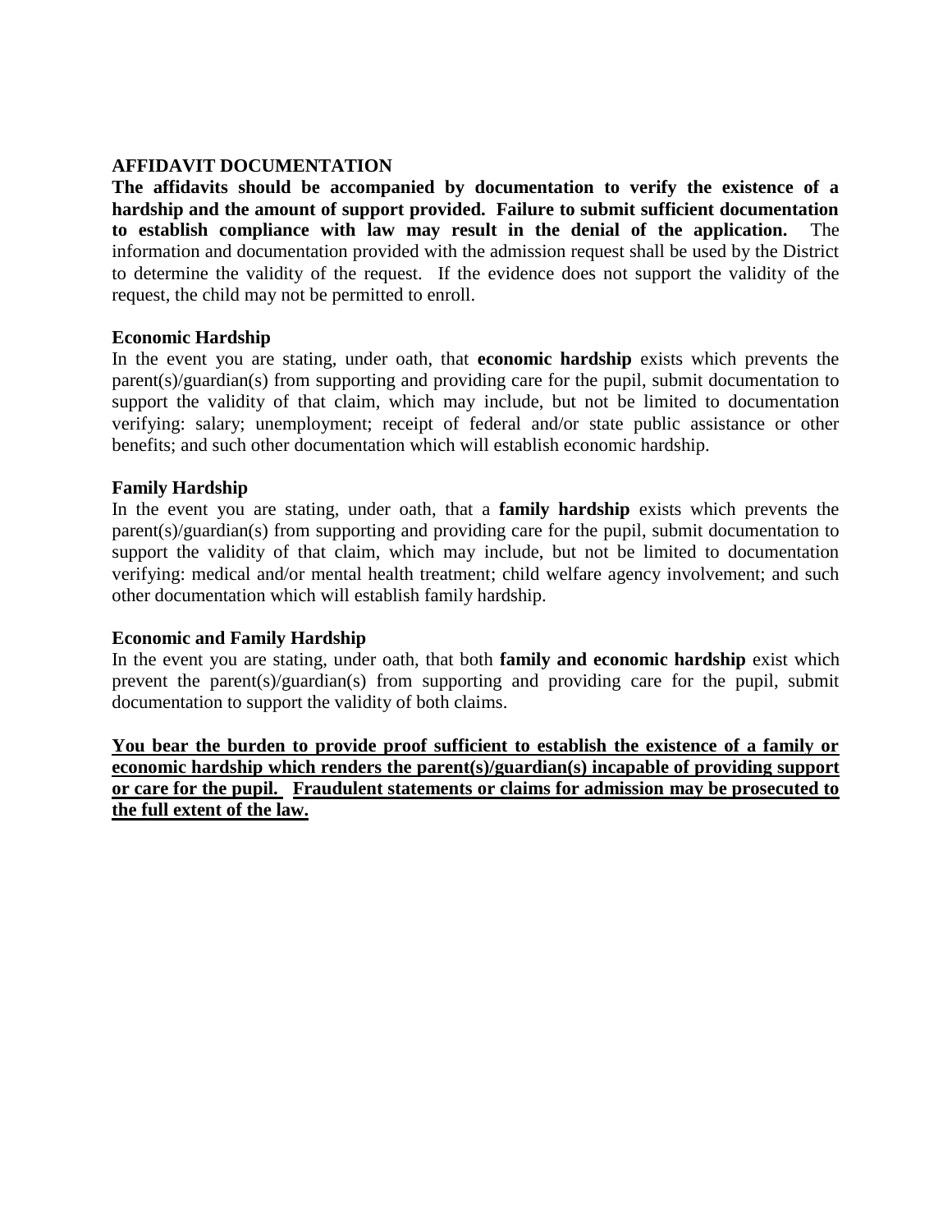## AFFIDAVIT DOCUMENTATION

**The affidavits should be accompanied by documentation to verify the existence of a hardship and the amount of support provided. Failure to submit sufficient documentation to establish compliance with law may result in the denial of the application.** The information and documentation provided with the admission request shall be used by the District to determine the validity of the request. If the evidence does not support the validity of the request, the child may not be permitted to enroll.

### Economic Hardship

In the event you are stating, under oath, that **economic hardship** exists which prevents the parent(s)/guardian(s) from supporting and providing care for the pupil, submit documentation to support the validity of that claim, which may include, but not be limited to documentation verifying: salary; unemployment; receipt of federal and/or state public assistance or other benefits; and such other documentation which will establish economic hardship.

### Family Hardship

In the event you are stating, under oath, that a **family hardship** exists which prevents the parent(s)/guardian(s) from supporting and providing care for the pupil, submit documentation to support the validity of that claim, which may include, but not be limited to documentation verifying: medical and/or mental health treatment; child welfare agency involvement; and such other documentation which will establish family hardship.

### Economic and Family Hardship

In the event you are stating, under oath, that both **family and economic hardship** exist which prevent the parent(s)/guardian(s) from supporting and providing care for the pupil, submit documentation to support the validity of both claims.

<u>**You bear the burden to provide proof sufficient to establish the existence of a family or economic hardship which renders the parent(s)/guardian(s) incapable of providing support or care for the pupil. Fraudulent statements or claims for admission may be prosecuted to the full extent of the law.**</u>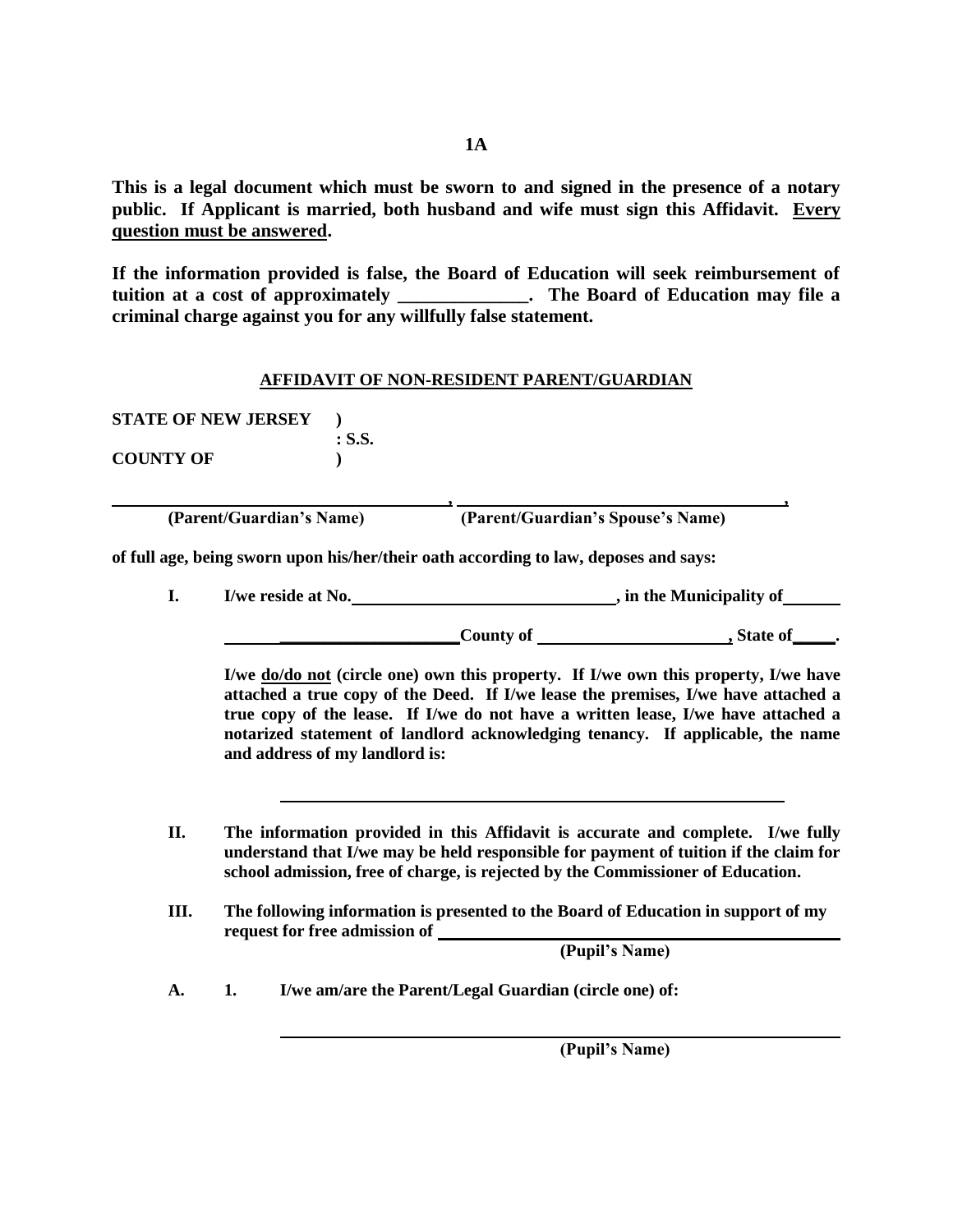**1A**

**This is a legal document which must be sworn to and signed in the presence of a notary public. If Applicant is married, both husband and wife must sign this Affidavit. <u>Every question must be answered</u>.**

**If the information provided is false, the Board of Education will seek reimbursement of tuition at a cost of approximately ______________. The Board of Education may file a criminal charge against you for any willfully false statement.**

## <u>AFFIDAVIT OF NON-RESIDENT PARENT/GUARDIAN</u>

**STATE OF NEW JERSEY )**
**: S.S.**
**COUNTY OF )**

______________________________, ______________________________,
**(Parent/Guardian's Name) (Parent/Guardian's Spouse's Name)**

**of full age, being sworn upon his/her/their oath according to law, deposes and says:**

**I.** **I/we reside at No.______________________________, in the Municipality of______**

**____________________County of ______________________, State of_____.**

**I/we <u>do/do not</u> (circle one) own this property. If I/we own this property, I/we have attached a true copy of the Deed. If I/we lease the premises, I/we have attached a true copy of the lease. If I/we do not have a written lease, I/we have attached a notarized statement of landlord acknowledging tenancy. If applicable, the name and address of my landlord is:**

______________________________________________________

**II.** **The information provided in this Affidavit is accurate and complete. I/we fully understand that I/we may be held responsible for payment of tuition if the claim for school admission, free of charge, is rejected by the Commissioner of Education.**

**III.** **The following information is presented to the Board of Education in support of my request for free admission of ______________________________________**
**(Pupil's Name)**

**A.** **1.** **I/we am/are the Parent/Legal Guardian (circle one) of:**

______________________________________________________
**(Pupil's Name)**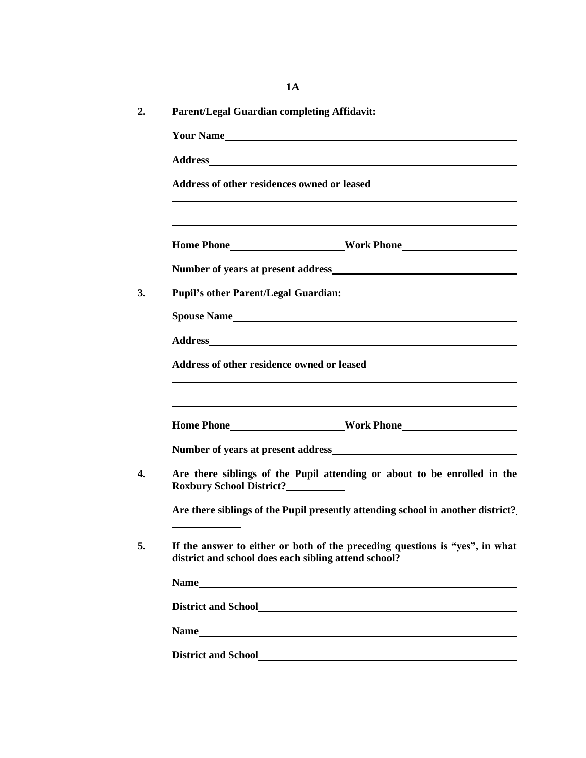**1A**

**2. Parent/Legal Guardian completing Affidavit:**

**Your Name**\_\_\_\_\_\_\_\_\_\_\_\_\_\_\_\_\_\_\_\_\_\_\_\_\_\_\_\_\_\_\_\_\_\_\_\_\_\_\_\_\_\_\_\_\_\_\_\_\_\_\_\_\_\_

**Address**\_\_\_\_\_\_\_\_\_\_\_\_\_\_\_\_\_\_\_\_\_\_\_\_\_\_\_\_\_\_\_\_\_\_\_\_\_\_\_\_\_\_\_\_\_\_\_\_\_\_\_\_\_\_\_\_

**Address of other residences owned or leased**

\_\_\_\_\_\_\_\_\_\_\_\_\_\_\_\_\_\_\_\_\_\_\_\_\_\_\_\_\_\_\_\_\_\_\_\_\_\_\_\_\_\_\_\_\_\_\_\_\_\_\_\_\_\_\_\_\_\_\_\_\_\_\_\_

\_\_\_\_\_\_\_\_\_\_\_\_\_\_\_\_\_\_\_\_\_\_\_\_\_\_\_\_\_\_\_\_\_\_\_\_\_\_\_\_\_\_\_\_\_\_\_\_\_\_\_\_\_\_\_\_\_\_\_\_\_\_\_\_

**Home Phone**\_\_\_\_\_\_\_\_\_\_\_\_\_\_\_\_\_\_\_\_\_\_\_**Work Phone**\_\_\_\_\_\_\_\_\_\_\_\_\_\_\_\_\_\_\_\_\_\_\_

**Number of years at present address**\_\_\_\_\_\_\_\_\_\_\_\_\_\_\_\_\_\_\_\_\_\_\_\_\_\_\_\_\_\_\_\_\_\_\_\_

**3. Pupil's other Parent/Legal Guardian:**

**Spouse Name**\_\_\_\_\_\_\_\_\_\_\_\_\_\_\_\_\_\_\_\_\_\_\_\_\_\_\_\_\_\_\_\_\_\_\_\_\_\_\_\_\_\_\_\_\_\_\_\_\_\_\_\_

**Address**\_\_\_\_\_\_\_\_\_\_\_\_\_\_\_\_\_\_\_\_\_\_\_\_\_\_\_\_\_\_\_\_\_\_\_\_\_\_\_\_\_\_\_\_\_\_\_\_\_\_\_\_\_\_\_\_

**Address of other residence owned or leased**

\_\_\_\_\_\_\_\_\_\_\_\_\_\_\_\_\_\_\_\_\_\_\_\_\_\_\_\_\_\_\_\_\_\_\_\_\_\_\_\_\_\_\_\_\_\_\_\_\_\_\_\_\_\_\_\_\_\_\_\_\_\_\_\_

\_\_\_\_\_\_\_\_\_\_\_\_\_\_\_\_\_\_\_\_\_\_\_\_\_\_\_\_\_\_\_\_\_\_\_\_\_\_\_\_\_\_\_\_\_\_\_\_\_\_\_\_\_\_\_\_\_\_\_\_\_\_\_\_

**Home Phone**\_\_\_\_\_\_\_\_\_\_\_\_\_\_\_\_\_\_\_\_\_\_\_**Work Phone**\_\_\_\_\_\_\_\_\_\_\_\_\_\_\_\_\_\_\_\_\_\_\_

**Number of years at present address**\_\_\_\_\_\_\_\_\_\_\_\_\_\_\_\_\_\_\_\_\_\_\_\_\_\_\_\_\_\_\_\_\_\_\_\_

**4. Are there siblings of the Pupil attending or about to be enrolled in the Roxbury School District?**\_\_\_\_\_\_\_\_\_\_\_

**Are there siblings of the Pupil presently attending school in another district?**\_\_\_\_\_\_\_\_\_\_\_\_\_

**5. If the answer to either or both of the preceding questions is "yes", in what district and school does each sibling attend school?**

**Name**\_\_\_\_\_\_\_\_\_\_\_\_\_\_\_\_\_\_\_\_\_\_\_\_\_\_\_\_\_\_\_\_\_\_\_\_\_\_\_\_\_\_\_\_\_\_\_\_\_\_\_\_\_\_\_\_\_\_

**District and School**\_\_\_\_\_\_\_\_\_\_\_\_\_\_\_\_\_\_\_\_\_\_\_\_\_\_\_\_\_\_\_\_\_\_\_\_\_\_\_\_\_\_\_\_\_\_\_\_

**Name**\_\_\_\_\_\_\_\_\_\_\_\_\_\_\_\_\_\_\_\_\_\_\_\_\_\_\_\_\_\_\_\_\_\_\_\_\_\_\_\_\_\_\_\_\_\_\_\_\_\_\_\_\_\_\_\_\_\_

**District and School**\_\_\_\_\_\_\_\_\_\_\_\_\_\_\_\_\_\_\_\_\_\_\_\_\_\_\_\_\_\_\_\_\_\_\_\_\_\_\_\_\_\_\_\_\_\_\_\_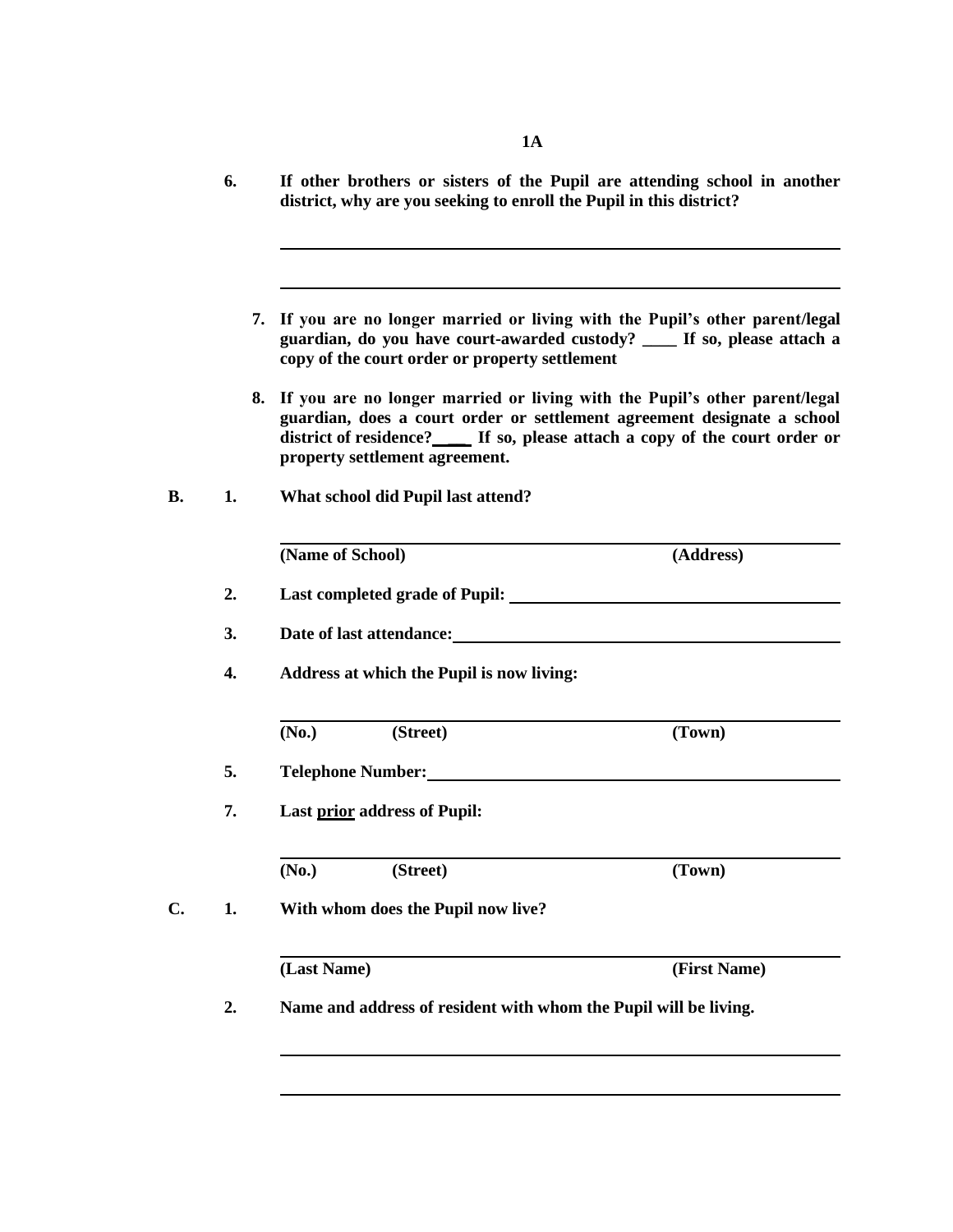**1A**

**6.** **If other brothers or sisters of the Pupil are attending school in another district, why are you seeking to enroll the Pupil in this district?**

______________________________________________________________

______________________________________________________________

**7.** **If you are no longer married or living with the Pupil's other parent/legal guardian, do you have court-awarded custody? ____ If so, please attach a copy of the court order or property settlement**

**8.** **If you are no longer married or living with the Pupil's other parent/legal guardian, does a court order or settlement agreement designate a school district of residence? ____ If so, please attach a copy of the court order or property settlement agreement.**

**B.** **1.** **What school did Pupil last attend?**

______________________________________________________________
**(Name of School)** **(Address)**

**2.** **Last completed grade of Pupil:** ______________________________

**3.** **Date of last attendance:** ______________________________

**4.** **Address at which the Pupil is now living:**

______________________________________________________________
**(No.)** **(Street)** **(Town)**

**5.** **Telephone Number:** ______________________________

**7.** **Last prior address of Pupil:**

______________________________________________________________
**(No.)** **(Street)** **(Town)**

**C.** **1.** **With whom does the Pupil now live?**

______________________________________________________________
**(Last Name)** **(First Name)**

**2.** **Name and address of resident with whom the Pupil will be living.**

______________________________________________________________

______________________________________________________________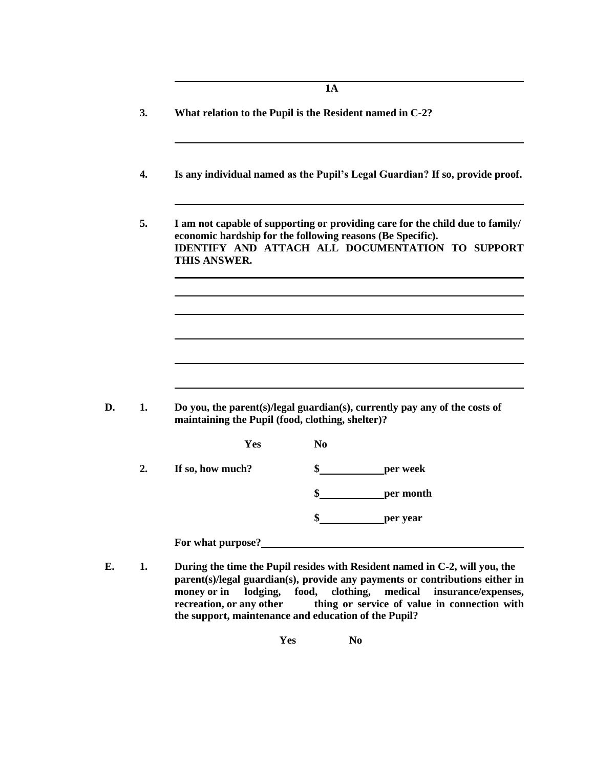**1A**

**3. What relation to the Pupil is the Resident named in C-2?**

\_\_\_\_\_\_\_\_\_\_\_\_\_\_\_\_\_\_\_\_\_\_\_\_\_\_\_\_\_\_\_\_\_\_\_\_\_\_\_\_\_\_\_\_\_\_\_\_\_\_\_\_\_\_\_\_\_\_\_\_

**4. Is any individual named as the Pupil's Legal Guardian? If so, provide proof.**

\_\_\_\_\_\_\_\_\_\_\_\_\_\_\_\_\_\_\_\_\_\_\_\_\_\_\_\_\_\_\_\_\_\_\_\_\_\_\_\_\_\_\_\_\_\_\_\_\_\_\_\_\_\_\_\_\_\_\_\_

**5. I am not capable of supporting or providing care for the child due to family/ economic hardship for the following reasons (Be Specific). IDENTIFY AND ATTACH ALL DOCUMENTATION TO SUPPORT THIS ANSWER.**

\_\_\_\_\_\_\_\_\_\_\_\_\_\_\_\_\_\_\_\_\_\_\_\_\_\_\_\_\_\_\_\_\_\_\_\_\_\_\_\_\_\_\_\_\_\_\_\_\_\_\_\_\_\_\_\_\_\_\_\_

\_\_\_\_\_\_\_\_\_\_\_\_\_\_\_\_\_\_\_\_\_\_\_\_\_\_\_\_\_\_\_\_\_\_\_\_\_\_\_\_\_\_\_\_\_\_\_\_\_\_\_\_\_\_\_\_\_\_\_\_

\_\_\_\_\_\_\_\_\_\_\_\_\_\_\_\_\_\_\_\_\_\_\_\_\_\_\_\_\_\_\_\_\_\_\_\_\_\_\_\_\_\_\_\_\_\_\_\_\_\_\_\_\_\_\_\_\_\_\_\_

\_\_\_\_\_\_\_\_\_\_\_\_\_\_\_\_\_\_\_\_\_\_\_\_\_\_\_\_\_\_\_\_\_\_\_\_\_\_\_\_\_\_\_\_\_\_\_\_\_\_\_\_\_\_\_\_\_\_\_\_

\_\_\_\_\_\_\_\_\_\_\_\_\_\_\_\_\_\_\_\_\_\_\_\_\_\_\_\_\_\_\_\_\_\_\_\_\_\_\_\_\_\_\_\_\_\_\_\_\_\_\_\_\_\_\_\_\_\_\_\_

\_\_\_\_\_\_\_\_\_\_\_\_\_\_\_\_\_\_\_\_\_\_\_\_\_\_\_\_\_\_\_\_\_\_\_\_\_\_\_\_\_\_\_\_\_\_\_\_\_\_\_\_\_\_\_\_\_\_\_\_

**D. 1. Do you, the parent(s)/legal guardian(s), currently pay any of the costs of maintaining the Pupil (food, clothing, shelter)?**

**Yes** **No**

**2. If so, how much?** **$\_\_\_\_\_\_\_\_\_\_per week**

**$\_\_\_\_\_\_\_\_\_\_per month**

**$\_\_\_\_\_\_\_\_\_\_per year**

**For what purpose?**\_\_\_\_\_\_\_\_\_\_\_\_\_\_\_\_\_\_\_\_\_\_\_\_\_\_\_\_\_\_\_\_\_\_\_\_\_\_\_\_\_\_\_\_

**E. 1. During the time the Pupil resides with Resident named in C-2, will you, the parent(s)/legal guardian(s), provide any payments or contributions either in money or in lodging, food, clothing, medical insurance/expenses, recreation, or any other thing or service of value in connection with the support, maintenance and education of the Pupil?**

**Yes** **No**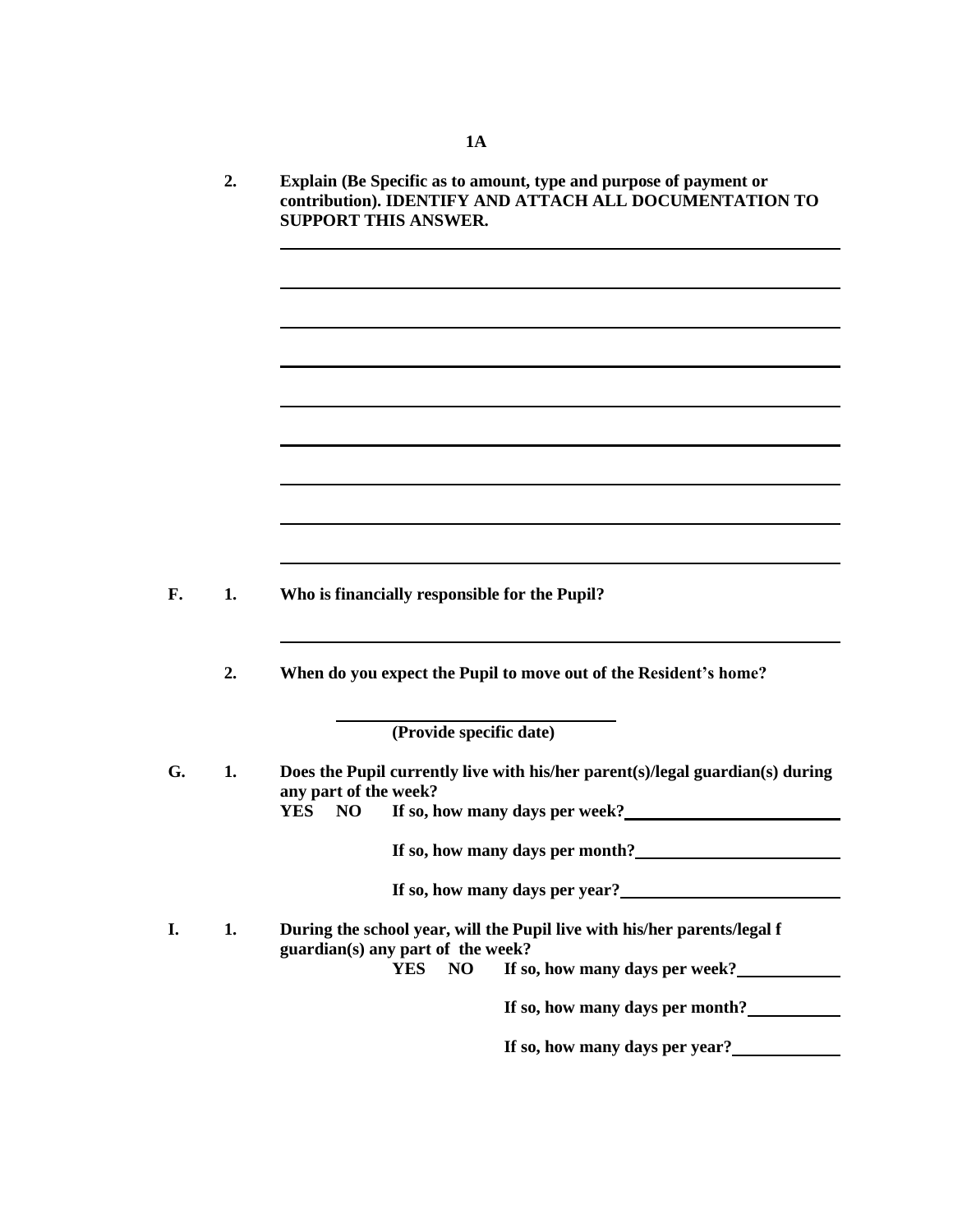**1A**

**2. Explain (Be Specific as to amount, type and purpose of payment or contribution). IDENTIFY AND ATTACH ALL DOCUMENTATION TO SUPPORT THIS ANSWER.**

\_\_\_\_\_\_\_\_\_\_\_\_\_\_\_\_\_\_\_\_\_\_\_\_\_\_\_\_\_\_\_\_\_\_\_\_\_\_\_\_\_\_\_\_\_\_\_\_\_\_\_\_\_\_\_\_\_\_\_\_

\_\_\_\_\_\_\_\_\_\_\_\_\_\_\_\_\_\_\_\_\_\_\_\_\_\_\_\_\_\_\_\_\_\_\_\_\_\_\_\_\_\_\_\_\_\_\_\_\_\_\_\_\_\_\_\_\_\_\_\_

\_\_\_\_\_\_\_\_\_\_\_\_\_\_\_\_\_\_\_\_\_\_\_\_\_\_\_\_\_\_\_\_\_\_\_\_\_\_\_\_\_\_\_\_\_\_\_\_\_\_\_\_\_\_\_\_\_\_\_\_

\_\_\_\_\_\_\_\_\_\_\_\_\_\_\_\_\_\_\_\_\_\_\_\_\_\_\_\_\_\_\_\_\_\_\_\_\_\_\_\_\_\_\_\_\_\_\_\_\_\_\_\_\_\_\_\_\_\_\_\_

\_\_\_\_\_\_\_\_\_\_\_\_\_\_\_\_\_\_\_\_\_\_\_\_\_\_\_\_\_\_\_\_\_\_\_\_\_\_\_\_\_\_\_\_\_\_\_\_\_\_\_\_\_\_\_\_\_\_\_\_

\_\_\_\_\_\_\_\_\_\_\_\_\_\_\_\_\_\_\_\_\_\_\_\_\_\_\_\_\_\_\_\_\_\_\_\_\_\_\_\_\_\_\_\_\_\_\_\_\_\_\_\_\_\_\_\_\_\_\_\_

\_\_\_\_\_\_\_\_\_\_\_\_\_\_\_\_\_\_\_\_\_\_\_\_\_\_\_\_\_\_\_\_\_\_\_\_\_\_\_\_\_\_\_\_\_\_\_\_\_\_\_\_\_\_\_\_\_\_\_\_

\_\_\_\_\_\_\_\_\_\_\_\_\_\_\_\_\_\_\_\_\_\_\_\_\_\_\_\_\_\_\_\_\_\_\_\_\_\_\_\_\_\_\_\_\_\_\_\_\_\_\_\_\_\_\_\_\_\_\_\_

\_\_\_\_\_\_\_\_\_\_\_\_\_\_\_\_\_\_\_\_\_\_\_\_\_\_\_\_\_\_\_\_\_\_\_\_\_\_\_\_\_\_\_\_\_\_\_\_\_\_\_\_\_\_\_\_\_\_\_\_

**F. 1. Who is financially responsible for the Pupil?**

\_\_\_\_\_\_\_\_\_\_\_\_\_\_\_\_\_\_\_\_\_\_\_\_\_\_\_\_\_\_\_\_\_\_\_\_\_\_\_\_\_\_\_\_\_\_\_\_\_\_\_\_\_\_\_\_\_\_\_\_

**2. When do you expect the Pupil to move out of the Resident's home?**

\_\_\_\_\_\_\_\_\_\_\_\_\_\_\_\_\_\_\_\_\_\_\_\_\_\_\_\_\_\_\_\_
**(Provide specific date)**

**G. 1. Does the Pupil currently live with his/her parent(s)/legal guardian(s) during any part of the week?**

**YES NO If so, how many days per week?**\_\_\_\_\_\_\_\_\_\_\_\_\_\_\_\_\_\_\_\_\_\_\_\_

**If so, how many days per month?**\_\_\_\_\_\_\_\_\_\_\_\_\_\_\_\_\_\_\_\_\_\_\_\_

**If so, how many days per year?**\_\_\_\_\_\_\_\_\_\_\_\_\_\_\_\_\_\_\_\_\_\_\_\_

**I. 1. During the school year, will the Pupil live with his/her parents/legal f guardian(s) any part of the week?**

**YES NO If so, how many days per week?**\_\_\_\_\_\_\_\_\_\_\_\_

**If so, how many days per month?**\_\_\_\_\_\_\_\_\_\_\_\_

**If so, how many days per year?**\_\_\_\_\_\_\_\_\_\_\_\_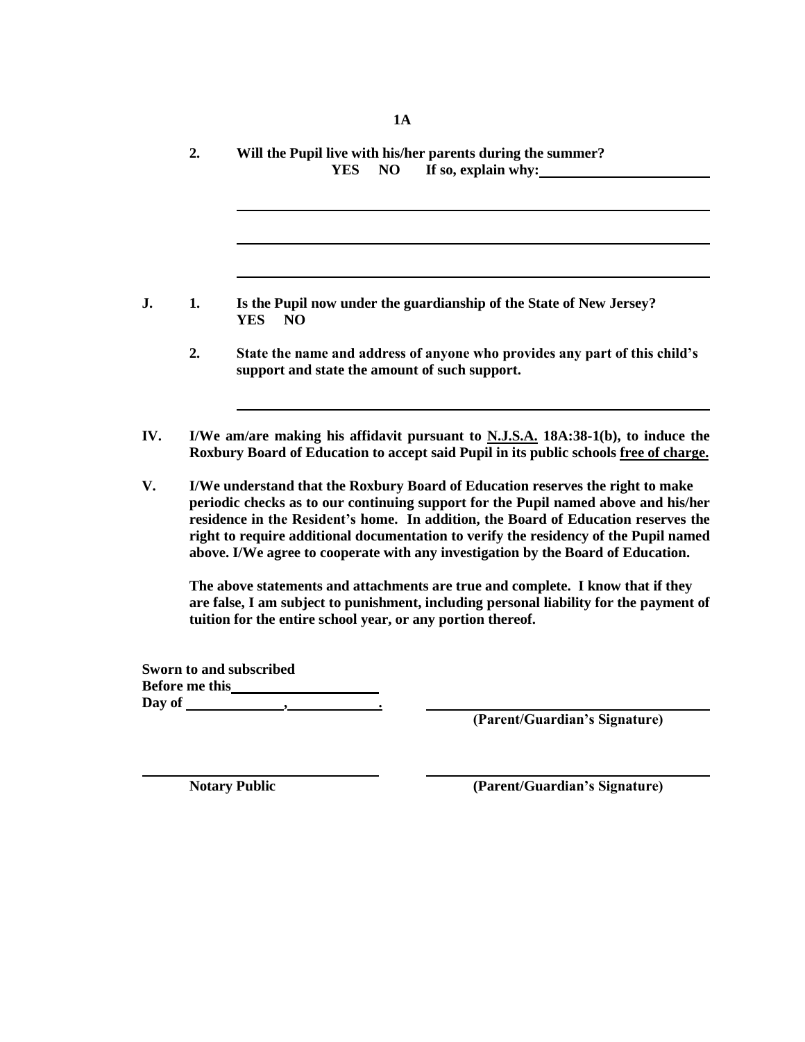**1A**

**2. Will the Pupil live with his/her parents during the summer?**
**YES NO If so, explain why:** ______________________

______________________________________________________________

______________________________________________________________

______________________________________________________________

**J. 1. Is the Pupil now under the guardianship of the State of New Jersey?**
**YES NO**

**2. State the name and address of anyone who provides any part of this child's support and state the amount of such support.**

______________________________________________________________

**IV. I/We am/are making his affidavit pursuant to N.J.S.A. 18A:38-1(b), to induce the Roxbury Board of Education to accept said Pupil in its public schools free of charge.**

**V. I/We understand that the Roxbury Board of Education reserves the right to make periodic checks as to our continuing support for the Pupil named above and his/her residence in the Resident's home. In addition, the Board of Education reserves the right to require additional documentation to verify the residency of the Pupil named above. I/We agree to cooperate with any investigation by the Board of Education.**

**The above statements and attachments are true and complete. I know that if they are false, I am subject to punishment, including personal liability for the payment of tuition for the entire school year, or any portion thereof.**

**Sworn to and subscribed**
**Before me this** ____________________
**Day of** ______________, ____________.

______________________________
**(Parent/Guardian's Signature)**

______________________________
**Notary Public**

______________________________
**(Parent/Guardian's Signature)**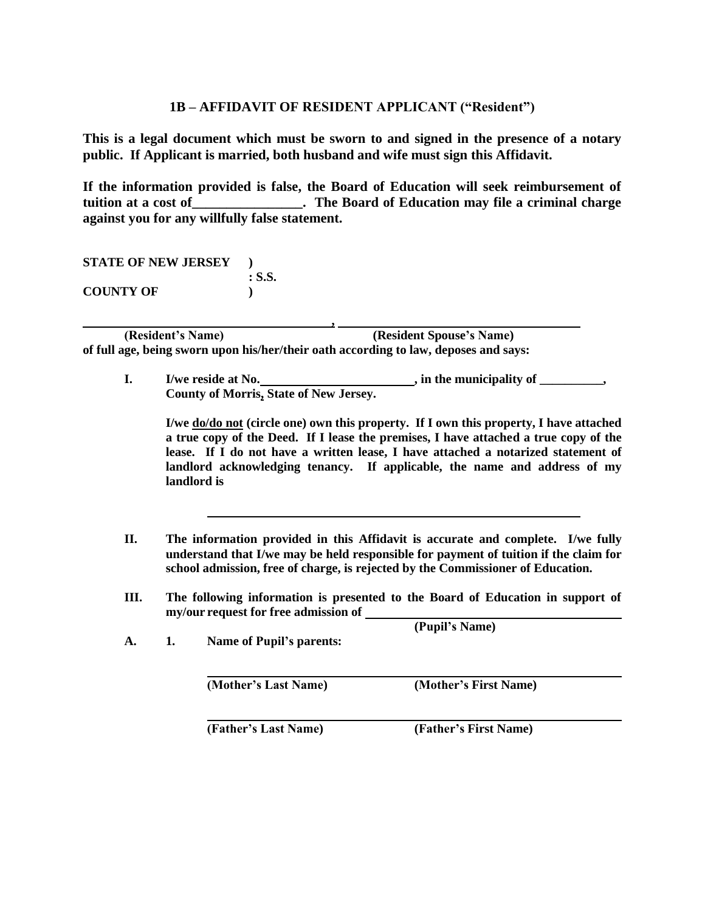## 1B – AFFIDAVIT OF RESIDENT APPLICANT ("Resident")

**This is a legal document which must be sworn to and signed in the presence of a notary public. If Applicant is married, both husband and wife must sign this Affidavit.**

**If the information provided is false, the Board of Education will seek reimbursement of tuition at a cost of________________. The Board of Education may file a criminal charge against you for any willfully false statement.**

**STATE OF NEW JERSEY )**
**: S.S.**
**COUNTY OF )**

______________________________, ______________________________
**(Resident's Name) (Resident Spouse's Name)**
**of full age, being sworn upon his/her/their oath according to law, deposes and says:**

**I.** **I/we reside at No.________________________, in the municipality of __________, County of Morris, State of New Jersey.**

**I/we do/do not (circle one) own this property. If I own this property, I have attached a true copy of the Deed. If I lease the premises, I have attached a true copy of the lease. If I do not have a written lease, I have attached a notarized statement of landlord acknowledging tenancy. If applicable, the name and address of my landlord is**

______________________________________________

**II.** **The information provided in this Affidavit is accurate and complete. I/we fully understand that I/we may be held responsible for payment of tuition if the claim for school admission, free of charge, is rejected by the Commissioner of Education.**

**III.** **The following information is presented to the Board of Education in support of my/our request for free admission of ______________________________**
**(Pupil's Name)**

**A.** **1.** **Name of Pupil's parents:**

______________________________________________
**(Mother's Last Name) (Mother's First Name)**

______________________________________________
**(Father's Last Name) (Father's First Name)**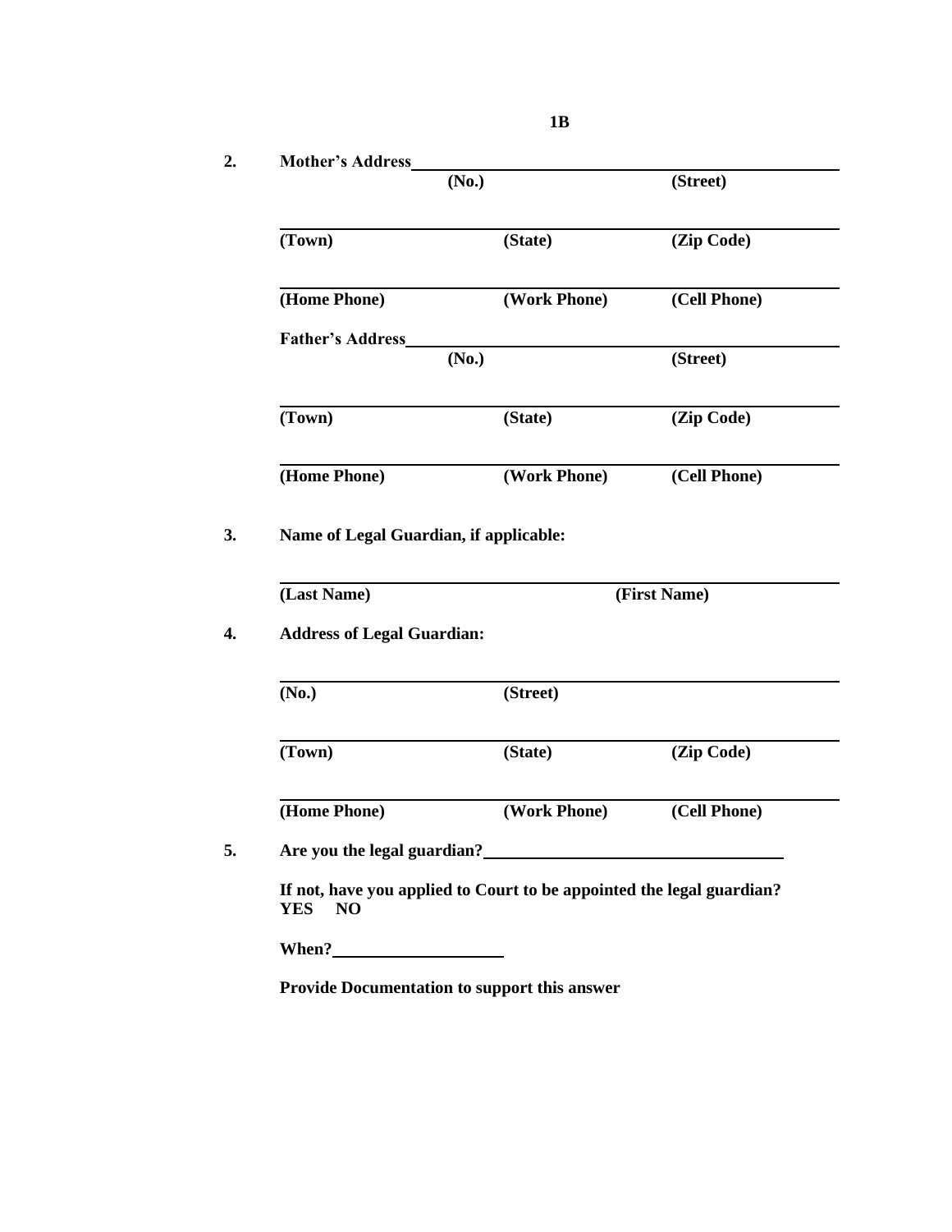**1B**

**2.** **Mother's Address**\_\_\_\_\_\_\_\_\_\_\_\_\_\_\_\_\_\_\_\_\_\_\_\_\_\_\_\_\_\_\_\_\_\_\_\_\_\_\_\_

**(No.)** **(Street)**

\_\_\_\_\_\_\_\_\_\_\_\_\_\_\_\_\_\_\_\_\_\_\_\_\_\_\_\_\_\_\_\_\_\_\_\_\_\_\_\_\_\_\_\_\_\_\_\_\_\_\_\_

**(Town)** **(State)** **(Zip Code)**

\_\_\_\_\_\_\_\_\_\_\_\_\_\_\_\_\_\_\_\_\_\_\_\_\_\_\_\_\_\_\_\_\_\_\_\_\_\_\_\_\_\_\_\_\_\_\_\_\_\_\_\_

**(Home Phone)** **(Work Phone)** **(Cell Phone)**

**Father's Address**\_\_\_\_\_\_\_\_\_\_\_\_\_\_\_\_\_\_\_\_\_\_\_\_\_\_\_\_\_\_\_\_\_\_\_\_\_\_\_\_

**(No.)** **(Street)**

\_\_\_\_\_\_\_\_\_\_\_\_\_\_\_\_\_\_\_\_\_\_\_\_\_\_\_\_\_\_\_\_\_\_\_\_\_\_\_\_\_\_\_\_\_\_\_\_\_\_\_\_

**(Town)** **(State)** **(Zip Code)**

\_\_\_\_\_\_\_\_\_\_\_\_\_\_\_\_\_\_\_\_\_\_\_\_\_\_\_\_\_\_\_\_\_\_\_\_\_\_\_\_\_\_\_\_\_\_\_\_\_\_\_\_

**(Home Phone)** **(Work Phone)** **(Cell Phone)**

**3.** **Name of Legal Guardian, if applicable:**

\_\_\_\_\_\_\_\_\_\_\_\_\_\_\_\_\_\_\_\_\_\_\_\_\_\_\_\_\_\_\_\_\_\_\_\_\_\_\_\_\_\_\_\_\_\_\_\_\_\_\_\_

**(Last Name)** **(First Name)**

**4.** **Address of Legal Guardian:**

\_\_\_\_\_\_\_\_\_\_\_\_\_\_\_\_\_\_\_\_\_\_\_\_\_\_\_\_\_\_\_\_\_\_\_\_\_\_\_\_\_\_\_\_\_\_\_\_\_\_\_\_

**(No.)** **(Street)**

\_\_\_\_\_\_\_\_\_\_\_\_\_\_\_\_\_\_\_\_\_\_\_\_\_\_\_\_\_\_\_\_\_\_\_\_\_\_\_\_\_\_\_\_\_\_\_\_\_\_\_\_

**(Town)** **(State)** **(Zip Code)**

\_\_\_\_\_\_\_\_\_\_\_\_\_\_\_\_\_\_\_\_\_\_\_\_\_\_\_\_\_\_\_\_\_\_\_\_\_\_\_\_\_\_\_\_\_\_\_\_\_\_\_\_

**(Home Phone)** **(Work Phone)** **(Cell Phone)**

**5.** **Are you the legal guardian?**\_\_\_\_\_\_\_\_\_\_\_\_\_\_\_\_\_\_\_\_\_\_\_\_\_\_\_\_\_\_\_\_

**If not, have you applied to Court to be appointed the legal guardian?**
**YES NO**

**When?**\_\_\_\_\_\_\_\_\_\_\_\_\_\_\_\_\_\_\_\_

**Provide Documentation to support this answer**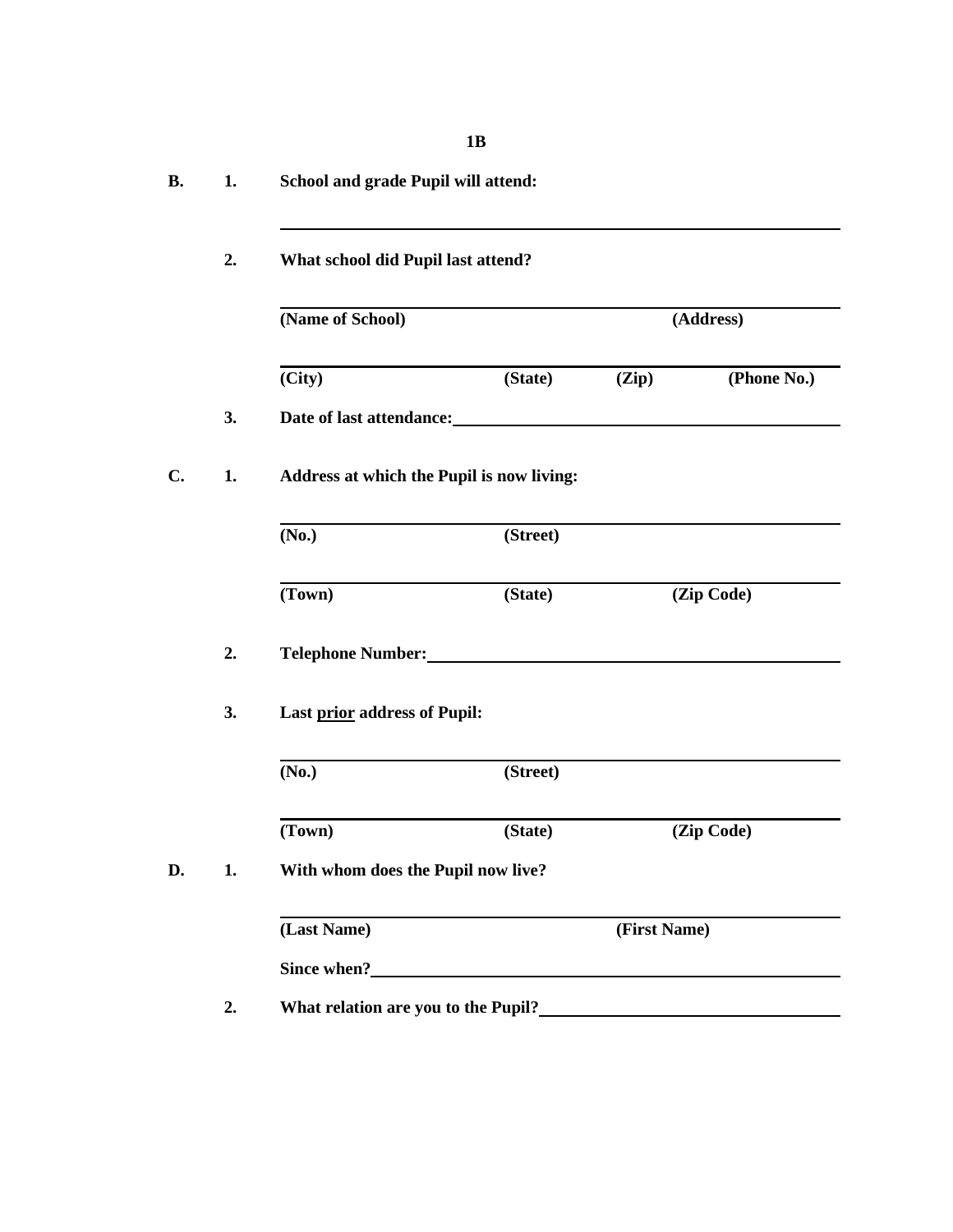**1B**

**B. 1. School and grade Pupil will attend:**

\_\_\_\_\_\_\_\_\_\_\_\_\_\_\_\_\_\_\_\_\_\_\_\_\_\_\_\_\_\_\_\_\_\_\_\_\_\_\_\_\_\_\_\_\_\_\_\_

**2. What school did Pupil last attend?**

\_\_\_\_\_\_\_\_\_\_\_\_\_\_\_\_\_\_\_\_\_\_\_\_\_\_\_\_\_\_\_\_\_\_\_\_\_\_\_\_\_\_\_\_\_\_\_\_

**(Name of School) (Address)**

\_\_\_\_\_\_\_\_\_\_\_\_\_\_\_\_\_\_\_\_\_\_\_\_\_\_\_\_\_\_\_\_\_\_\_\_\_\_\_\_\_\_\_\_\_\_\_\_

**(City) (State) (Zip) (Phone No.)**

**3. Date of last attendance:**\_\_\_\_\_\_\_\_\_\_\_\_\_\_\_\_\_\_\_\_\_\_\_\_\_\_\_\_\_\_\_\_\_\_

**C. 1. Address at which the Pupil is now living:**

\_\_\_\_\_\_\_\_\_\_\_\_\_\_\_\_\_\_\_\_\_\_\_\_\_\_\_\_\_\_\_\_\_\_\_\_\_\_\_\_\_\_\_\_\_\_\_\_

**(No.) (Street)**

\_\_\_\_\_\_\_\_\_\_\_\_\_\_\_\_\_\_\_\_\_\_\_\_\_\_\_\_\_\_\_\_\_\_\_\_\_\_\_\_\_\_\_\_\_\_\_\_

**(Town) (State) (Zip Code)**

**2. Telephone Number:**\_\_\_\_\_\_\_\_\_\_\_\_\_\_\_\_\_\_\_\_\_\_\_\_\_\_\_\_\_\_\_\_\_\_\_\_\_\_

**3. Last <u>prior</u> address of Pupil:**

\_\_\_\_\_\_\_\_\_\_\_\_\_\_\_\_\_\_\_\_\_\_\_\_\_\_\_\_\_\_\_\_\_\_\_\_\_\_\_\_\_\_\_\_\_\_\_\_

**(No.) (Street)**

\_\_\_\_\_\_\_\_\_\_\_\_\_\_\_\_\_\_\_\_\_\_\_\_\_\_\_\_\_\_\_\_\_\_\_\_\_\_\_\_\_\_\_\_\_\_\_\_

**(Town) (State) (Zip Code)**

**D. 1. With whom does the Pupil now live?**

\_\_\_\_\_\_\_\_\_\_\_\_\_\_\_\_\_\_\_\_\_\_\_\_\_\_\_\_\_\_\_\_\_\_\_\_\_\_\_\_\_\_\_\_\_\_\_\_

**(Last Name) (First Name)**

**Since when?**\_\_\_\_\_\_\_\_\_\_\_\_\_\_\_\_\_\_\_\_\_\_\_\_\_\_\_\_\_\_\_\_\_\_\_\_\_\_\_\_\_\_\_

**2. What relation are you to the Pupil?**\_\_\_\_\_\_\_\_\_\_\_\_\_\_\_\_\_\_\_\_\_\_\_\_\_\_\_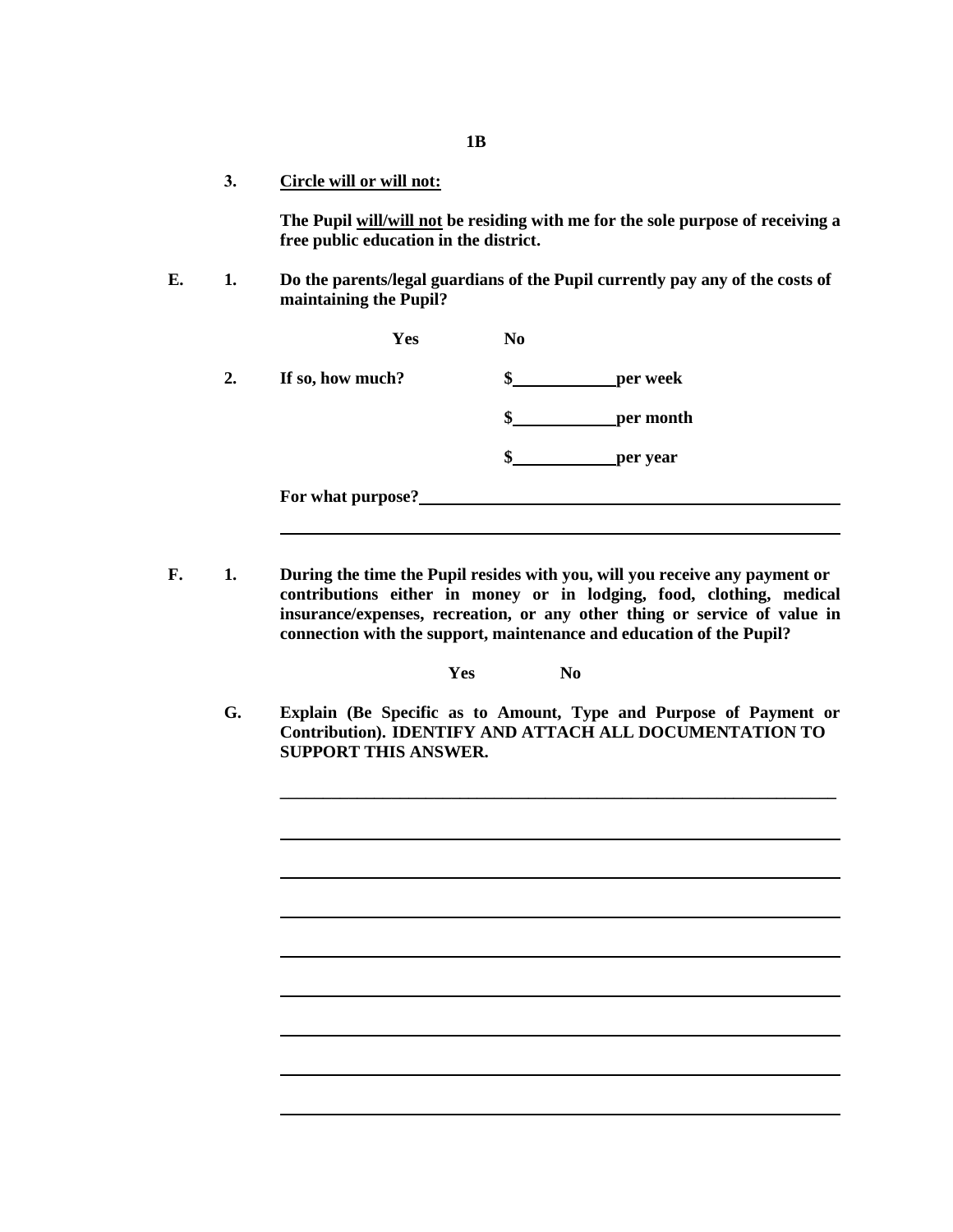**1B**

**3. <u>Circle will or will not:</u>**

**The Pupil <u>will/will not</u> be residing with me for the sole purpose of receiving a free public education in the district.**

**E. 1. Do the parents/legal guardians of the Pupil currently pay any of the costs of maintaining the Pupil?**

**Yes No**

**2. If so, how much?** **$\_\_\_\_\_\_\_\_\_\_ per week**

**$\_\_\_\_\_\_\_\_\_\_ per month**

**$\_\_\_\_\_\_\_\_\_\_ per year**

**For what purpose?**\_\_\_\_\_\_\_\_\_\_\_\_\_\_\_\_\_\_\_\_\_\_\_\_\_\_\_\_\_\_\_\_\_\_\_\_\_\_\_\_\_\_\_\_

\_\_\_\_\_\_\_\_\_\_\_\_\_\_\_\_\_\_\_\_\_\_\_\_\_\_\_\_\_\_\_\_\_\_\_\_\_\_\_\_\_\_\_\_\_\_\_\_\_\_\_\_\_\_\_\_\_\_\_\_

**F. 1. During the time the Pupil resides with you, will you receive any payment or contributions either in money or in lodging, food, clothing, medical insurance/expenses, recreation, or any other thing or service of value in connection with the support, maintenance and education of the Pupil?**

**Yes No**

**G. Explain (Be Specific as to Amount, Type and Purpose of Payment or Contribution). IDENTIFY AND ATTACH ALL DOCUMENTATION TO SUPPORT THIS ANSWER.**

\_\_\_\_\_\_\_\_\_\_\_\_\_\_\_\_\_\_\_\_\_\_\_\_\_\_\_\_\_\_\_\_\_\_\_\_\_\_\_\_\_\_\_\_\_\_\_\_\_\_\_\_\_\_\_\_\_\_\_\_

\_\_\_\_\_\_\_\_\_\_\_\_\_\_\_\_\_\_\_\_\_\_\_\_\_\_\_\_\_\_\_\_\_\_\_\_\_\_\_\_\_\_\_\_\_\_\_\_\_\_\_\_\_\_\_\_\_\_\_\_

\_\_\_\_\_\_\_\_\_\_\_\_\_\_\_\_\_\_\_\_\_\_\_\_\_\_\_\_\_\_\_\_\_\_\_\_\_\_\_\_\_\_\_\_\_\_\_\_\_\_\_\_\_\_\_\_\_\_\_\_

\_\_\_\_\_\_\_\_\_\_\_\_\_\_\_\_\_\_\_\_\_\_\_\_\_\_\_\_\_\_\_\_\_\_\_\_\_\_\_\_\_\_\_\_\_\_\_\_\_\_\_\_\_\_\_\_\_\_\_\_

\_\_\_\_\_\_\_\_\_\_\_\_\_\_\_\_\_\_\_\_\_\_\_\_\_\_\_\_\_\_\_\_\_\_\_\_\_\_\_\_\_\_\_\_\_\_\_\_\_\_\_\_\_\_\_\_\_\_\_\_

\_\_\_\_\_\_\_\_\_\_\_\_\_\_\_\_\_\_\_\_\_\_\_\_\_\_\_\_\_\_\_\_\_\_\_\_\_\_\_\_\_\_\_\_\_\_\_\_\_\_\_\_\_\_\_\_\_\_\_\_

\_\_\_\_\_\_\_\_\_\_\_\_\_\_\_\_\_\_\_\_\_\_\_\_\_\_\_\_\_\_\_\_\_\_\_\_\_\_\_\_\_\_\_\_\_\_\_\_\_\_\_\_\_\_\_\_\_\_\_\_

\_\_\_\_\_\_\_\_\_\_\_\_\_\_\_\_\_\_\_\_\_\_\_\_\_\_\_\_\_\_\_\_\_\_\_\_\_\_\_\_\_\_\_\_\_\_\_\_\_\_\_\_\_\_\_\_\_\_\_\_

\_\_\_\_\_\_\_\_\_\_\_\_\_\_\_\_\_\_\_\_\_\_\_\_\_\_\_\_\_\_\_\_\_\_\_\_\_\_\_\_\_\_\_\_\_\_\_\_\_\_\_\_\_\_\_\_\_\_\_\_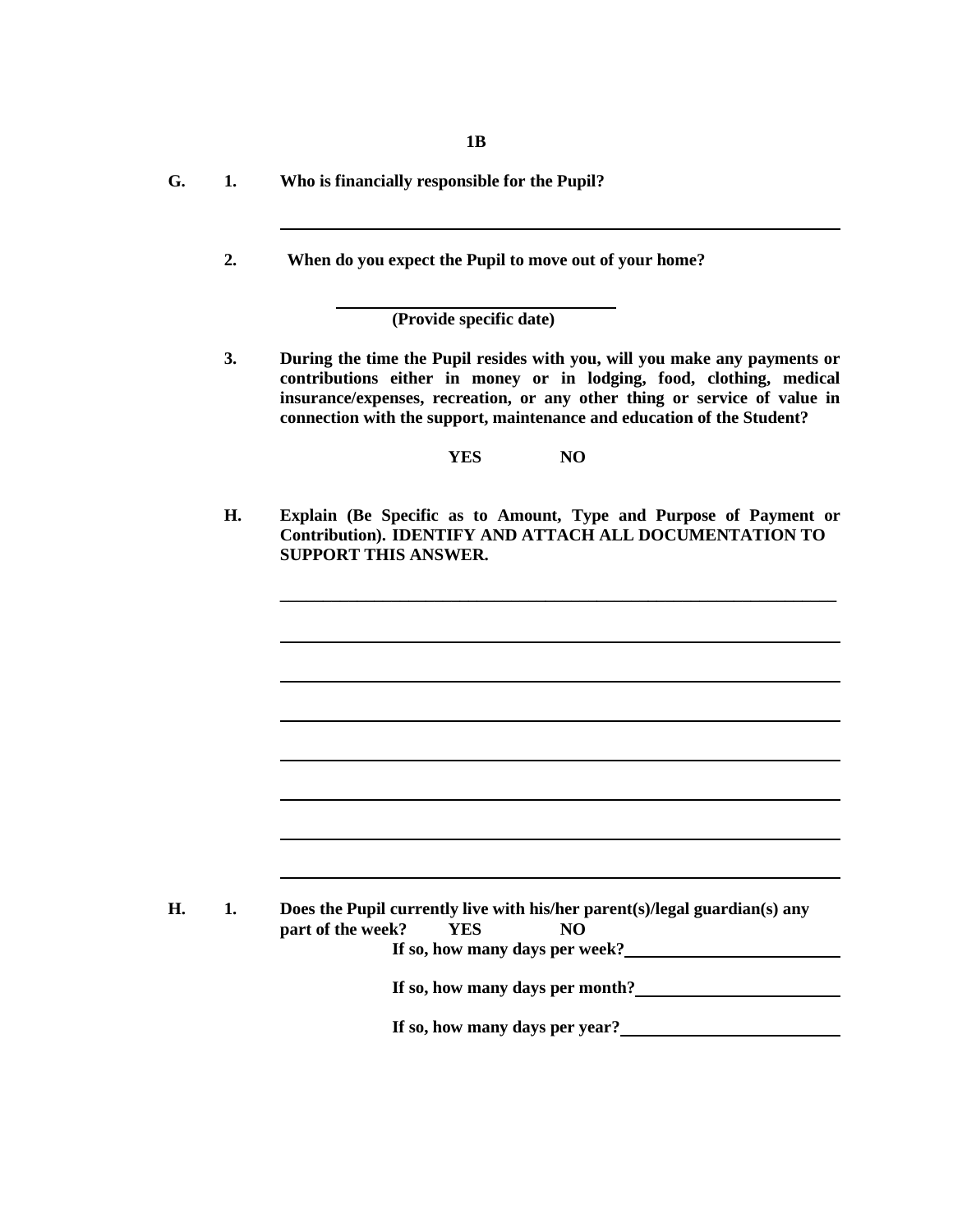**1B**

**G. 1. Who is financially responsible for the Pupil?**

\_\_\_\_\_\_\_\_\_\_\_\_\_\_\_\_\_\_\_\_\_\_\_\_\_\_\_\_\_\_\_\_\_\_\_\_\_\_\_\_\_\_\_\_\_\_\_\_\_\_\_\_\_\_\_\_\_\_\_\_\_\_\_\_

**2. When do you expect the Pupil to move out of your home?**

\_\_\_\_\_\_\_\_\_\_\_\_\_\_\_\_\_\_\_\_\_\_\_\_\_\_\_\_\_\_\_\_
**(Provide specific date)**

**3. During the time the Pupil resides with you, will you make any payments or contributions either in money or in lodging, food, clothing, medical insurance/expenses, recreation, or any other thing or service of value in connection with the support, maintenance and education of the Student?**

**YES NO**

**H. Explain (Be Specific as to Amount, Type and Purpose of Payment or Contribution). IDENTIFY AND ATTACH ALL DOCUMENTATION TO SUPPORT THIS ANSWER.**

\_\_\_\_\_\_\_\_\_\_\_\_\_\_\_\_\_\_\_\_\_\_\_\_\_\_\_\_\_\_\_\_\_\_\_\_\_\_\_\_\_\_\_\_\_\_\_\_\_\_\_\_\_\_\_\_\_\_\_\_\_\_\_\_

\_\_\_\_\_\_\_\_\_\_\_\_\_\_\_\_\_\_\_\_\_\_\_\_\_\_\_\_\_\_\_\_\_\_\_\_\_\_\_\_\_\_\_\_\_\_\_\_\_\_\_\_\_\_\_\_\_\_\_\_\_\_\_\_

\_\_\_\_\_\_\_\_\_\_\_\_\_\_\_\_\_\_\_\_\_\_\_\_\_\_\_\_\_\_\_\_\_\_\_\_\_\_\_\_\_\_\_\_\_\_\_\_\_\_\_\_\_\_\_\_\_\_\_\_\_\_\_\_

\_\_\_\_\_\_\_\_\_\_\_\_\_\_\_\_\_\_\_\_\_\_\_\_\_\_\_\_\_\_\_\_\_\_\_\_\_\_\_\_\_\_\_\_\_\_\_\_\_\_\_\_\_\_\_\_\_\_\_\_\_\_\_\_

\_\_\_\_\_\_\_\_\_\_\_\_\_\_\_\_\_\_\_\_\_\_\_\_\_\_\_\_\_\_\_\_\_\_\_\_\_\_\_\_\_\_\_\_\_\_\_\_\_\_\_\_\_\_\_\_\_\_\_\_\_\_\_\_

\_\_\_\_\_\_\_\_\_\_\_\_\_\_\_\_\_\_\_\_\_\_\_\_\_\_\_\_\_\_\_\_\_\_\_\_\_\_\_\_\_\_\_\_\_\_\_\_\_\_\_\_\_\_\_\_\_\_\_\_\_\_\_\_

\_\_\_\_\_\_\_\_\_\_\_\_\_\_\_\_\_\_\_\_\_\_\_\_\_\_\_\_\_\_\_\_\_\_\_\_\_\_\_\_\_\_\_\_\_\_\_\_\_\_\_\_\_\_\_\_\_\_\_\_\_\_\_\_

\_\_\_\_\_\_\_\_\_\_\_\_\_\_\_\_\_\_\_\_\_\_\_\_\_\_\_\_\_\_\_\_\_\_\_\_\_\_\_\_\_\_\_\_\_\_\_\_\_\_\_\_\_\_\_\_\_\_\_\_\_\_\_\_

**H. 1. Does the Pupil currently live with his/her parent(s)/legal guardian(s) any part of the week? YES NO**

**If so, how many days per week?**\_\_\_\_\_\_\_\_\_\_\_\_\_\_\_\_\_\_\_\_\_\_\_\_

**If so, how many days per month?**\_\_\_\_\_\_\_\_\_\_\_\_\_\_\_\_\_\_\_\_\_\_\_\_

**If so, how many days per year?**\_\_\_\_\_\_\_\_\_\_\_\_\_\_\_\_\_\_\_\_\_\_\_\_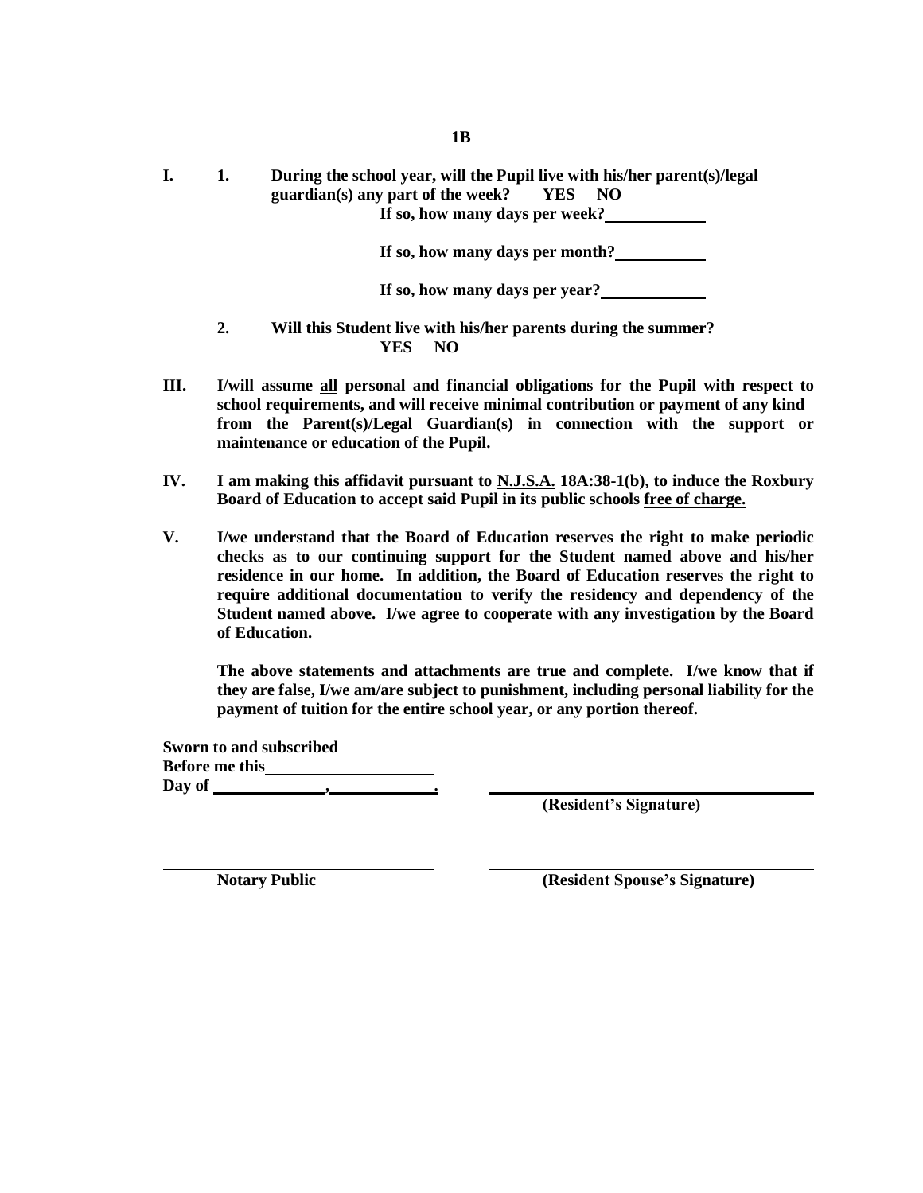**1B**

**I. 1. During the school year, will the Pupil live with his/her parent(s)/legal guardian(s) any part of the week? YES NO**

**If so, how many days per week?\_\_\_\_\_\_\_\_\_\_\_\_**

**If so, how many days per month?\_\_\_\_\_\_\_\_\_\_\_\_**

**If so, how many days per year?\_\_\_\_\_\_\_\_\_\_\_\_**

**2. Will this Student live with his/her parents during the summer?**
**YES NO**

**III. I/will assume <u>all</u> personal and financial obligations for the Pupil with respect to school requirements, and will receive minimal contribution or payment of any kind from the Parent(s)/Legal Guardian(s) in connection with the support or maintenance or education of the Pupil.**

**IV. I am making this affidavit pursuant to <u>N.J.S.A.</u> 18A:38-1(b), to induce the Roxbury Board of Education to accept said Pupil in its public schools <u>free of charge.</u>**

**V. I/we understand that the Board of Education reserves the right to make periodic checks as to our continuing support for the Student named above and his/her residence in our home. In addition, the Board of Education reserves the right to require additional documentation to verify the residency and dependency of the Student named above. I/we agree to cooperate with any investigation by the Board of Education.**

**The above statements and attachments are true and complete. I/we know that if they are false, I/we am/are subject to punishment, including personal liability for the payment of tuition for the entire school year, or any portion thereof.**

**Sworn to and subscribed**
**Before me this\_\_\_\_\_\_\_\_\_\_\_\_\_\_\_\_\_\_\_\_**
**Day of \_\_\_\_\_\_\_\_\_\_\_\_\_\_, \_\_\_\_\_\_\_\_\_\_\_\_\_.**

\_\_\_\_\_\_\_\_\_\_\_\_\_\_\_\_\_\_\_\_\_\_\_\_\_\_\_\_\_\_\_\_\_\_\_\_
**(Resident's Signature)**

\_\_\_\_\_\_\_\_\_\_\_\_\_\_\_\_\_\_\_\_\_\_\_\_\_\_\_\_\_\_\_\_\_\_\_\_
**Notary Public**

\_\_\_\_\_\_\_\_\_\_\_\_\_\_\_\_\_\_\_\_\_\_\_\_\_\_\_\_\_\_\_\_\_\_\_\_
**(Resident Spouse's Signature)**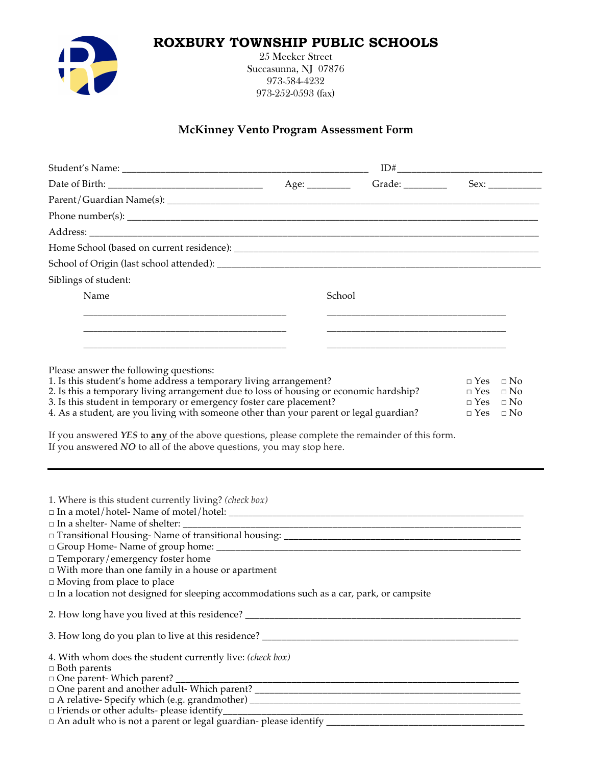# ROXBURY TOWNSHIP PUBLIC SCHOOLS

25 Meeker Street
Succasunna, NJ 07876
973-584-4232
973-252-0593 (fax)

## McKinney Vento Program Assessment Form

Student's Name: ________________________________________________ ID# ____________________________

Date of Birth: ______________________________ Age: ________ Grade: ________ Sex: __________

Parent/Guardian Name(s): ______________________________________________________________________________

Phone number(s): ______________________________________________________________________________________

Address: _____________________________________________________________________________________________

Home School (based on current residence): ____________________________________________________________

School of Origin (last school attended): ______________________________________________________________

Siblings of student:

| Name | School |
|---|---|
| ________________________________________ | ___________________________________ |
| ________________________________________ | ___________________________________ |
| ________________________________________ | ___________________________________ |

Please answer the following questions:

1. Is this student's home address a temporary living arrangement? □ Yes □ No
2. Is this a temporary living arrangement due to loss of housing or economic hardship? □ Yes □ No
3. Is this student in temporary or emergency foster care placement? □ Yes □ No
4. As a student, are you living with someone other than your parent or legal guardian? □ Yes □ No

If you answered ***YES*** to **any** of the above questions, please complete the remainder of this form.
If you answered ***NO*** to all of the above questions, you may stop here.

---

1. Where is this student currently living? *(check box)*

□ In a motel/hotel- Name of motel/hotel: _______________________________________________________________
□ In a shelter- Name of shelter: ______________________________________________________________________
□ Transitional Housing- Name of transitional housing: ______________________________________________
□ Group Home- Name of group home: ____________________________________________________________________
□ Temporary/emergency foster home
□ With more than one family in a house or apartment
□ Moving from place to place
□ In a location not designed for sleeping accommodations such as a car, park, or campsite

2. How long have you lived at this residence? _____________________________________________________

3. How long do you plan to live at this residence? _________________________________________________

4. With whom does the student currently live: *(check box)*

□ Both parents
□ One parent- Which parent? _____________________________________________________________________
□ One parent and another adult- Which parent? _____________________________________________________
□ A relative- Specify which (e.g. grandmother) ____________________________________________________
□ Friends or other adults- please identify_________________________________________________________
□ An adult who is not a parent or legal guardian- please identify _____________________________________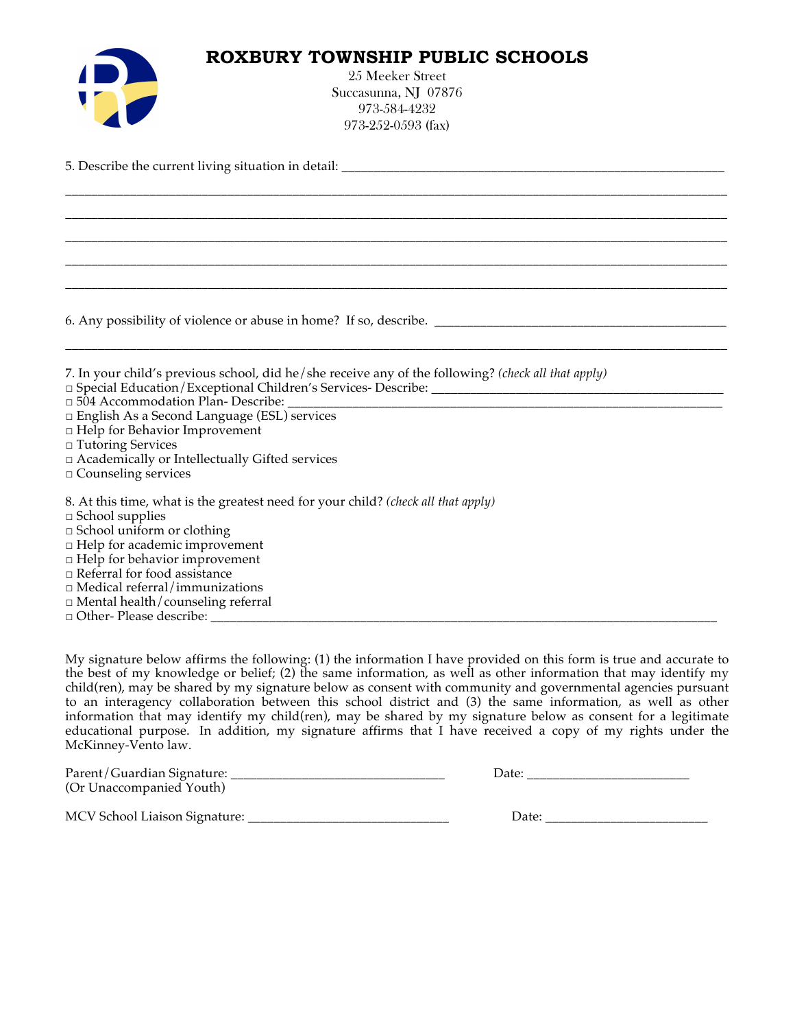# ROXBURY TOWNSHIP PUBLIC SCHOOLS

25 Meeker Street
Succasunna, NJ 07876
973-584-4232
973-252-0593 (fax)

5. Describe the current living situation in detail: ________________________________________________________________

____________________________________________________________________________________________________

____________________________________________________________________________________________________

____________________________________________________________________________________________________

____________________________________________________________________________________________________

____________________________________________________________________________________________________

6. Any possibility of violence or abuse in home? If so, describe. ________________________________________________

____________________________________________________________________________________________________

7. In your child's previous school, did he/she receive any of the following? *(check all that apply)*
□ Special Education/Exceptional Children's Services- Describe: ________________________________________________
□ 504 Accommodation Plan- Describe: _________________________________________________________________________
□ English As a Second Language (ESL) services
□ Help for Behavior Improvement
□ Tutoring Services
□ Academically or Intellectually Gifted services
□ Counseling services

8. At this time, what is the greatest need for your child? *(check all that apply)*
□ School supplies
□ School uniform or clothing
□ Help for academic improvement
□ Help for behavior improvement
□ Referral for food assistance
□ Medical referral/immunizations
□ Mental health/counseling referral
□ Other- Please describe: ______________________________________________________________________________________

My signature below affirms the following: (1) the information I have provided on this form is true and accurate to the best of my knowledge or belief; (2) the same information, as well as other information that may identify my child(ren), may be shared by my signature below as consent with community and governmental agencies pursuant to an interagency collaboration between this school district and (3) the same information, as well as other information that may identify my child(ren), may be shared by my signature below as consent for a legitimate educational purpose. In addition, my signature affirms that I have received a copy of my rights under the McKinney-Vento law.

Parent/Guardian Signature: _________________________________ Date: _________________________
(Or Unaccompanied Youth)

MCV School Liaison Signature: ________________________________ Date: _________________________